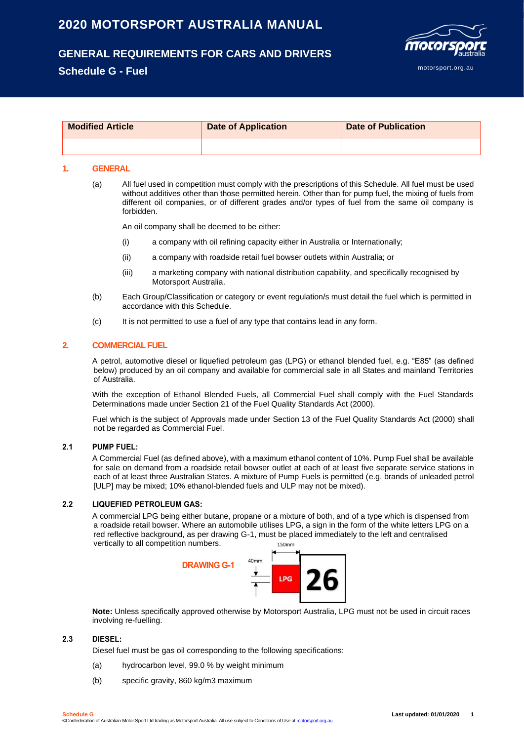# 2020 MOTORSPORT AUSTRALIA MANUAL

## GENERAL REQUIREMENTS FOR CARS AND DRIVERS

## Schedule G - Fuel

| Modified Article | Date of Application | Date of Publication |
|---|---|---|
| | | |

## 1. GENERAL

(a) All fuel used in competition must comply with the prescriptions of this Schedule. All fuel must be used without additives other than those permitted herein. Other than for pump fuel, the mixing of fuels from different oil companies, or of different grades and/or types of fuel from the same oil company is forbidden.

An oil company shall be deemed to be either:

(i) a company with oil refining capacity either in Australia or Internationally;

(ii) a company with roadside retail fuel bowser outlets within Australia; or

(iii) a marketing company with national distribution capability, and specifically recognised by Motorsport Australia.

(b) Each Group/Classification or category or event regulation/s must detail the fuel which is permitted in accordance with this Schedule.

(c) It is not permitted to use a fuel of any type that contains lead in any form.

## 2. COMMERCIAL FUEL

A petrol, automotive diesel or liquefied petroleum gas (LPG) or ethanol blended fuel, e.g. "E85" (as defined below) produced by an oil company and available for commercial sale in all States and mainland Territories of Australia.

With the exception of Ethanol Blended Fuels, all Commercial Fuel shall comply with the Fuel Standards Determinations made under Section 21 of the Fuel Quality Standards Act (2000).

Fuel which is the subject of Approvals made under Section 13 of the Fuel Quality Standards Act (2000) shall not be regarded as Commercial Fuel.

### 2.1 PUMP FUEL:

A Commercial Fuel (as defined above), with a maximum ethanol content of 10%. Pump Fuel shall be available for sale on demand from a roadside retail bowser outlet at each of at least five separate service stations in each of at least three Australian States. A mixture of Pump Fuels is permitted (e.g. brands of unleaded petrol [ULP] may be mixed; 10% ethanol-blended fuels and ULP may not be mixed).

### 2.2 LIQUEFIED PETROLEUM GAS:

A commercial LPG being either butane, propane or a mixture of both, and of a type which is dispensed from a roadside retail bowser. Where an automobile utilises LPG, a sign in the form of the white letters LPG on a red reflective background, as per drawing G-1, must be placed immediately to the left and centralised vertically to all competition numbers.

DRAWING G-1

150mm

40mm

LPG 26

**Note:** Unless specifically approved otherwise by Motorsport Australia, LPG must not be used in circuit races involving re-fuelling.

### 2.3 DIESEL:

Diesel fuel must be gas oil corresponding to the following specifications:

(a) hydrocarbon level, 99.0 % by weight minimum

(b) specific gravity, 860 kg/m3 maximum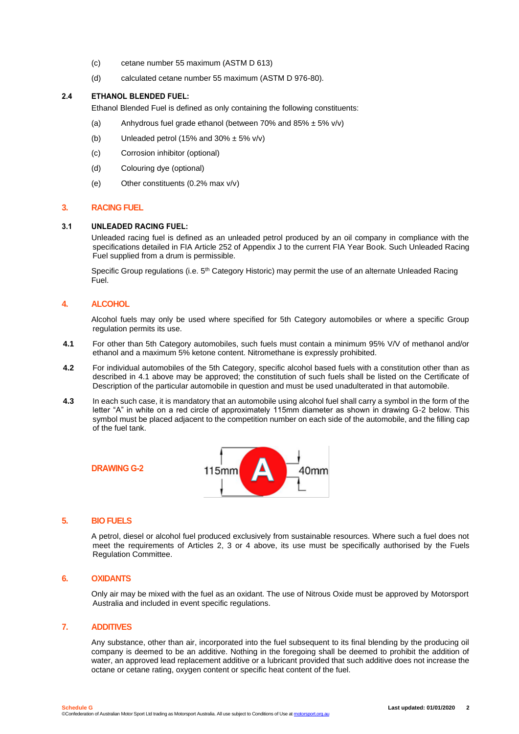(c) cetane number 55 maximum (ASTM D 613)

(d) calculated cetane number 55 maximum (ASTM D 976-80).

### 2.4 ETHANOL BLENDED FUEL:

Ethanol Blended Fuel is defined as only containing the following constituents:

(a) Anhydrous fuel grade ethanol (between 70% and 85% ± 5% v/v)

(b) Unleaded petrol (15% and 30% ± 5% v/v)

(c) Corrosion inhibitor (optional)

(d) Colouring dye (optional)

(e) Other constituents (0.2% max v/v)

## 3. RACING FUEL

### 3.1 UNLEADED RACING FUEL:

Unleaded racing fuel is defined as an unleaded petrol produced by an oil company in compliance with the specifications detailed in FIA Article 252 of Appendix J to the current FIA Year Book. Such Unleaded Racing Fuel supplied from a drum is permissible.

Specific Group regulations (i.e. 5th Category Historic) may permit the use of an alternate Unleaded Racing Fuel.

## 4. ALCOHOL

Alcohol fuels may only be used where specified for 5th Category automobiles or where a specific Group regulation permits its use.

**4.1** For other than 5th Category automobiles, such fuels must contain a minimum 95% V/V of methanol and/or ethanol and a maximum 5% ketone content. Nitromethane is expressly prohibited.

**4.2** For individual automobiles of the 5th Category, specific alcohol based fuels with a constitution other than as described in 4.1 above may be approved; the constitution of such fuels shall be listed on the Certificate of Description of the particular automobile in question and must be used unadulterated in that automobile.

**4.3** In each such case, it is mandatory that an automobile using alcohol fuel shall carry a symbol in the form of the letter "A" in white on a red circle of approximately 115mm diameter as shown in drawing G-2 below. This symbol must be placed adjacent to the competition number on each side of the automobile, and the filling cap of the fuel tank.

**DRAWING G-2**

115mm A 40mm

## 5. BIO FUELS

A petrol, diesel or alcohol fuel produced exclusively from sustainable resources. Where such a fuel does not meet the requirements of Articles 2, 3 or 4 above, its use must be specifically authorised by the Fuels Regulation Committee.

## 6. OXIDANTS

Only air may be mixed with the fuel as an oxidant. The use of Nitrous Oxide must be approved by Motorsport Australia and included in event specific regulations.

## 7. ADDITIVES

Any substance, other than air, incorporated into the fuel subsequent to its final blending by the producing oil company is deemed to be an additive. Nothing in the foregoing shall be deemed to prohibit the addition of water, an approved lead replacement additive or a lubricant provided that such additive does not increase the octane or cetane rating, oxygen content or specific heat content of the fuel.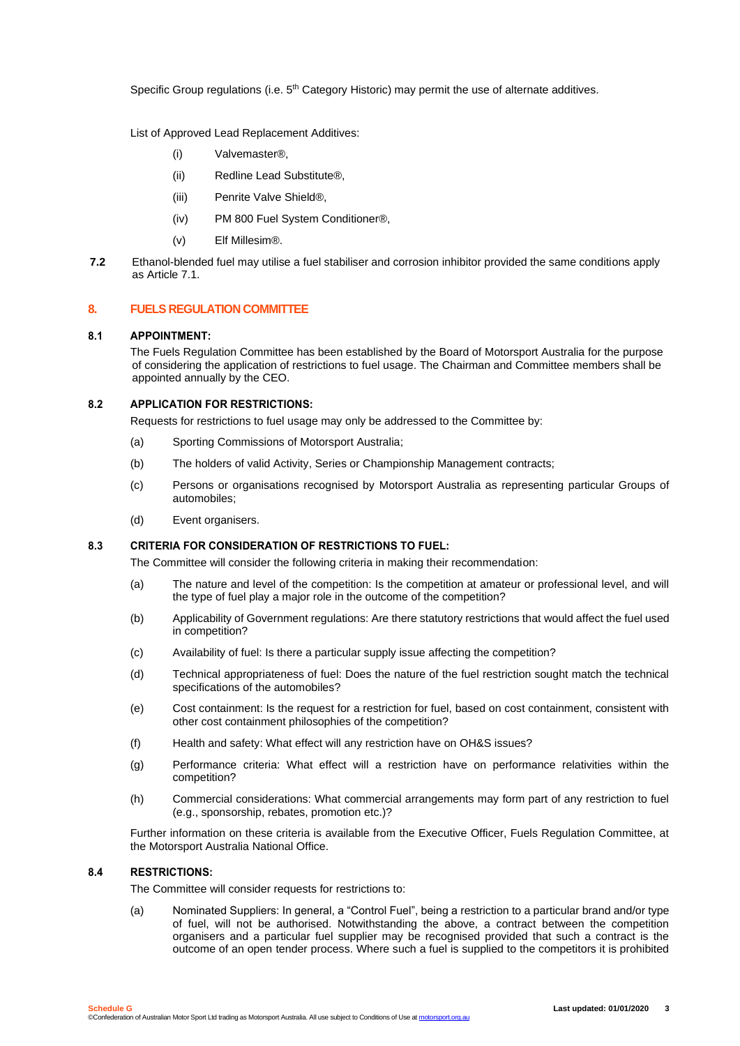Specific Group regulations (i.e. 5th Category Historic) may permit the use of alternate additives.

List of Approved Lead Replacement Additives:

- (i) Valvemaster®,
- (ii) Redline Lead Substitute®,
- (iii) Penrite Valve Shield®,
- (iv) PM 800 Fuel System Conditioner®,
- (v) Elf Millesim®.

**7.2** Ethanol-blended fuel may utilise a fuel stabiliser and corrosion inhibitor provided the same conditions apply as Article 7.1.

## 8. FUELS REGULATION COMMITTEE

### 8.1 APPOINTMENT:

The Fuels Regulation Committee has been established by the Board of Motorsport Australia for the purpose of considering the application of restrictions to fuel usage. The Chairman and Committee members shall be appointed annually by the CEO.

### 8.2 APPLICATION FOR RESTRICTIONS:

Requests for restrictions to fuel usage may only be addressed to the Committee by:

- (a) Sporting Commissions of Motorsport Australia;
- (b) The holders of valid Activity, Series or Championship Management contracts;
- (c) Persons or organisations recognised by Motorsport Australia as representing particular Groups of automobiles;
- (d) Event organisers.

### 8.3 CRITERIA FOR CONSIDERATION OF RESTRICTIONS TO FUEL:

The Committee will consider the following criteria in making their recommendation:

- (a) The nature and level of the competition: Is the competition at amateur or professional level, and will the type of fuel play a major role in the outcome of the competition?
- (b) Applicability of Government regulations: Are there statutory restrictions that would affect the fuel used in competition?
- (c) Availability of fuel: Is there a particular supply issue affecting the competition?
- (d) Technical appropriateness of fuel: Does the nature of the fuel restriction sought match the technical specifications of the automobiles?
- (e) Cost containment: Is the request for a restriction for fuel, based on cost containment, consistent with other cost containment philosophies of the competition?
- (f) Health and safety: What effect will any restriction have on OH&S issues?
- (g) Performance criteria: What effect will a restriction have on performance relativities within the competition?
- (h) Commercial considerations: What commercial arrangements may form part of any restriction to fuel (e.g., sponsorship, rebates, promotion etc.)?

Further information on these criteria is available from the Executive Officer, Fuels Regulation Committee, at the Motorsport Australia National Office.

### 8.4 RESTRICTIONS:

The Committee will consider requests for restrictions to:

- (a) Nominated Suppliers: In general, a "Control Fuel", being a restriction to a particular brand and/or type of fuel, will not be authorised. Notwithstanding the above, a contract between the competition organisers and a particular fuel supplier may be recognised provided that such a contract is the outcome of an open tender process. Where such a fuel is supplied to the competitors it is prohibited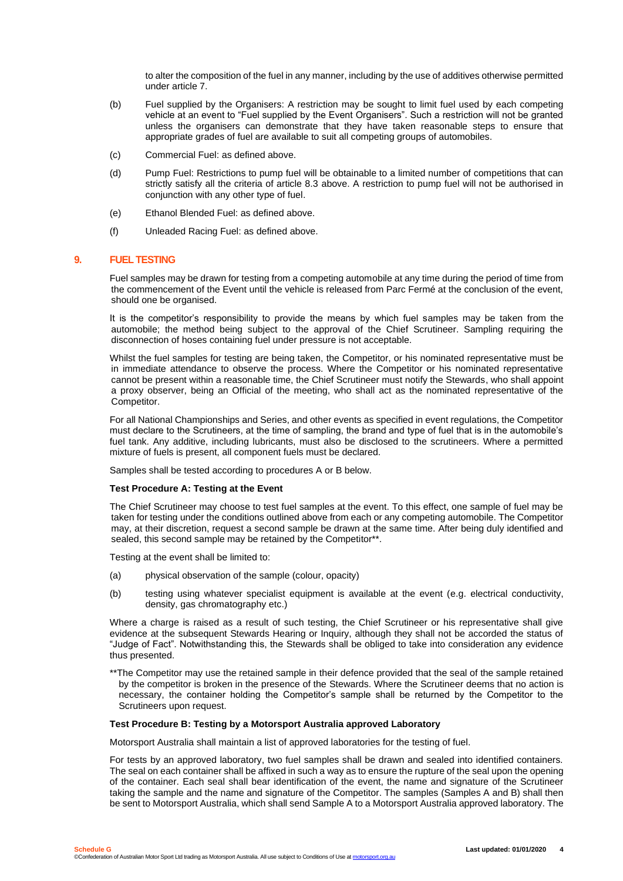to alter the composition of the fuel in any manner, including by the use of additives otherwise permitted under article 7.

(b) Fuel supplied by the Organisers: A restriction may be sought to limit fuel used by each competing vehicle at an event to "Fuel supplied by the Event Organisers". Such a restriction will not be granted unless the organisers can demonstrate that they have taken reasonable steps to ensure that appropriate grades of fuel are available to suit all competing groups of automobiles.

(c) Commercial Fuel: as defined above.

(d) Pump Fuel: Restrictions to pump fuel will be obtainable to a limited number of competitions that can strictly satisfy all the criteria of article 8.3 above. A restriction to pump fuel will not be authorised in conjunction with any other type of fuel.

(e) Ethanol Blended Fuel: as defined above.

(f) Unleaded Racing Fuel: as defined above.

## 9. FUEL TESTING

Fuel samples may be drawn for testing from a competing automobile at any time during the period of time from the commencement of the Event until the vehicle is released from Parc Fermé at the conclusion of the event, should one be organised.

It is the competitor's responsibility to provide the means by which fuel samples may be taken from the automobile; the method being subject to the approval of the Chief Scrutineer. Sampling requiring the disconnection of hoses containing fuel under pressure is not acceptable.

Whilst the fuel samples for testing are being taken, the Competitor, or his nominated representative must be in immediate attendance to observe the process. Where the Competitor or his nominated representative cannot be present within a reasonable time, the Chief Scrutineer must notify the Stewards, who shall appoint a proxy observer, being an Official of the meeting, who shall act as the nominated representative of the Competitor.

For all National Championships and Series, and other events as specified in event regulations, the Competitor must declare to the Scrutineers, at the time of sampling, the brand and type of fuel that is in the automobile's fuel tank. Any additive, including lubricants, must also be disclosed to the scrutineers. Where a permitted mixture of fuels is present, all component fuels must be declared.

Samples shall be tested according to procedures A or B below.

**Test Procedure A: Testing at the Event**

The Chief Scrutineer may choose to test fuel samples at the event. To this effect, one sample of fuel may be taken for testing under the conditions outlined above from each or any competing automobile. The Competitor may, at their discretion, request a second sample be drawn at the same time. After being duly identified and sealed, this second sample may be retained by the Competitor**.

Testing at the event shall be limited to:

(a) physical observation of the sample (colour, opacity)

(b) testing using whatever specialist equipment is available at the event (e.g. electrical conductivity, density, gas chromatography etc.)

Where a charge is raised as a result of such testing, the Chief Scrutineer or his representative shall give evidence at the subsequent Stewards Hearing or Inquiry, although they shall not be accorded the status of "Judge of Fact". Notwithstanding this, the Stewards shall be obliged to take into consideration any evidence thus presented.

**The Competitor may use the retained sample in their defence provided that the seal of the sample retained by the competitor is broken in the presence of the Stewards. Where the Scrutineer deems that no action is necessary, the container holding the Competitor's sample shall be returned by the Competitor to the Scrutineers upon request.

**Test Procedure B: Testing by a Motorsport Australia approved Laboratory**

Motorsport Australia shall maintain a list of approved laboratories for the testing of fuel.

For tests by an approved laboratory, two fuel samples shall be drawn and sealed into identified containers. The seal on each container shall be affixed in such a way as to ensure the rupture of the seal upon the opening of the container. Each seal shall bear identification of the event, the name and signature of the Scrutineer taking the sample and the name and signature of the Competitor. The samples (Samples A and B) shall then be sent to Motorsport Australia, which shall send Sample A to a Motorsport Australia approved laboratory. The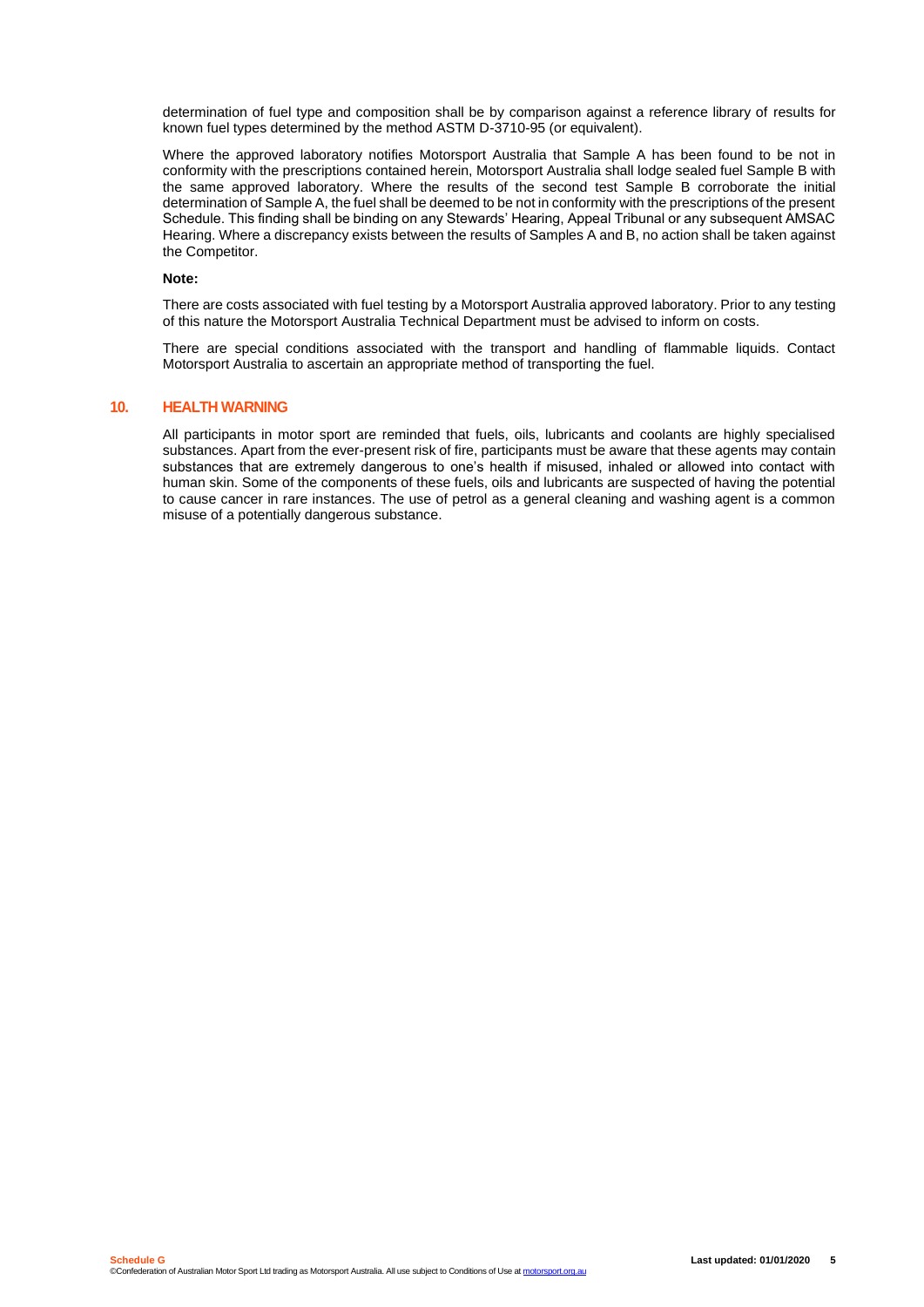determination of fuel type and composition shall be by comparison against a reference library of results for known fuel types determined by the method ASTM D-3710-95 (or equivalent).

Where the approved laboratory notifies Motorsport Australia that Sample A has been found to be not in conformity with the prescriptions contained herein, Motorsport Australia shall lodge sealed fuel Sample B with the same approved laboratory. Where the results of the second test Sample B corroborate the initial determination of Sample A, the fuel shall be deemed to be not in conformity with the prescriptions of the present Schedule. This finding shall be binding on any Stewards' Hearing, Appeal Tribunal or any subsequent AMSAC Hearing. Where a discrepancy exists between the results of Samples A and B, no action shall be taken against the Competitor.

**Note:**

There are costs associated with fuel testing by a Motorsport Australia approved laboratory. Prior to any testing of this nature the Motorsport Australia Technical Department must be advised to inform on costs.

There are special conditions associated with the transport and handling of flammable liquids. Contact Motorsport Australia to ascertain an appropriate method of transporting the fuel.

## 10. HEALTH WARNING

All participants in motor sport are reminded that fuels, oils, lubricants and coolants are highly specialised substances. Apart from the ever-present risk of fire, participants must be aware that these agents may contain substances that are extremely dangerous to one's health if misused, inhaled or allowed into contact with human skin. Some of the components of these fuels, oils and lubricants are suspected of having the potential to cause cancer in rare instances. The use of petrol as a general cleaning and washing agent is a common misuse of a potentially dangerous substance.